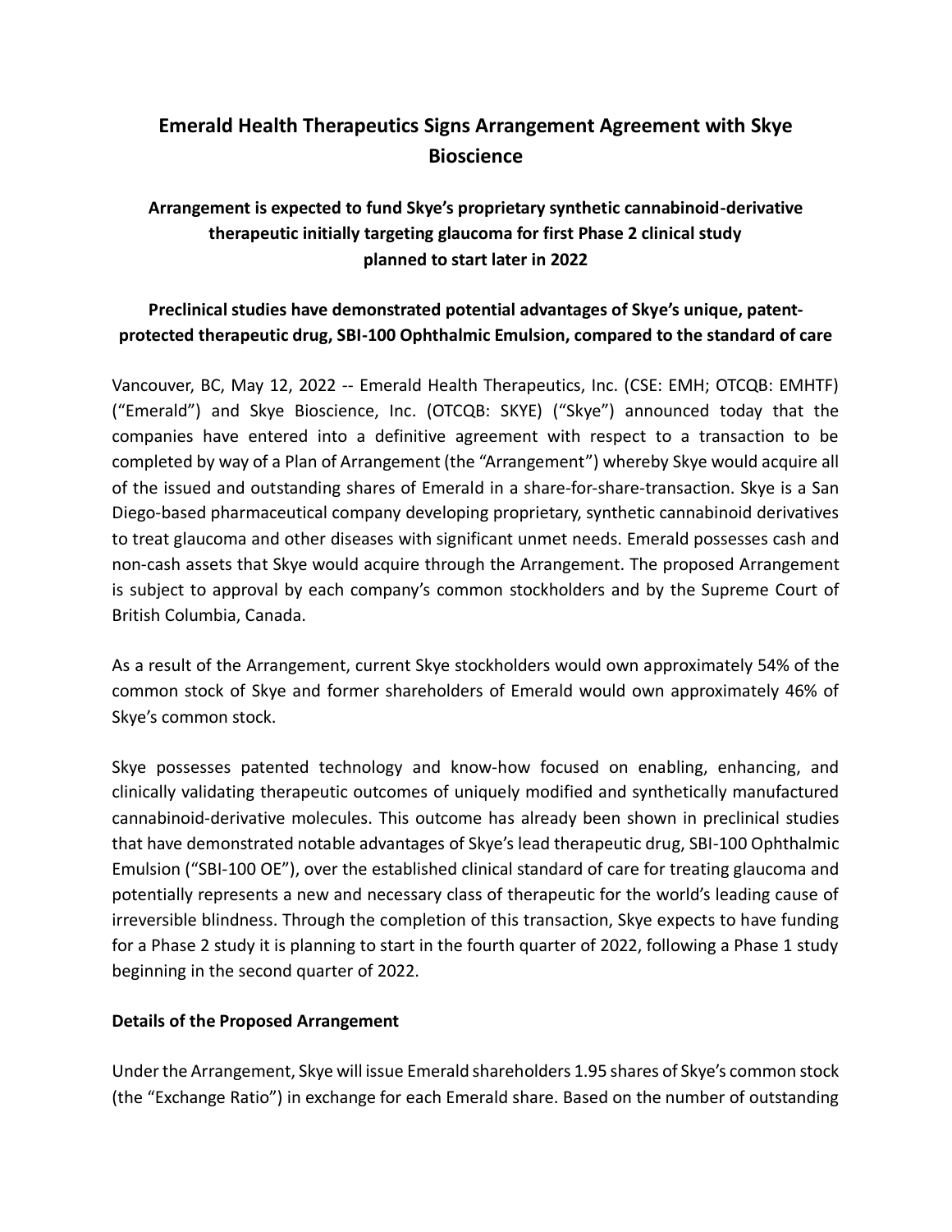# Emerald Health Therapeutics Signs Arrangement Agreement with Skye Bioscience

## Arrangement is expected to fund Skye's proprietary synthetic cannabinoid-derivative therapeutic initially targeting glaucoma for first Phase 2 clinical study planned to start later in 2022

## Preclinical studies have demonstrated potential advantages of Skye's unique, patent-protected therapeutic drug, SBI-100 Ophthalmic Emulsion, compared to the standard of care

Vancouver, BC, May 12, 2022 -- Emerald Health Therapeutics, Inc. (CSE: EMH; OTCQB: EMHTF) ("Emerald") and Skye Bioscience, Inc. (OTCQB: SKYE) ("Skye") announced today that the companies have entered into a definitive agreement with respect to a transaction to be completed by way of a Plan of Arrangement (the "Arrangement") whereby Skye would acquire all of the issued and outstanding shares of Emerald in a share-for-share-transaction. Skye is a San Diego-based pharmaceutical company developing proprietary, synthetic cannabinoid derivatives to treat glaucoma and other diseases with significant unmet needs. Emerald possesses cash and non-cash assets that Skye would acquire through the Arrangement. The proposed Arrangement is subject to approval by each company's common stockholders and by the Supreme Court of British Columbia, Canada.

As a result of the Arrangement, current Skye stockholders would own approximately 54% of the common stock of Skye and former shareholders of Emerald would own approximately 46% of Skye's common stock.

Skye possesses patented technology and know-how focused on enabling, enhancing, and clinically validating therapeutic outcomes of uniquely modified and synthetically manufactured cannabinoid-derivative molecules. This outcome has already been shown in preclinical studies that have demonstrated notable advantages of Skye's lead therapeutic drug, SBI-100 Ophthalmic Emulsion ("SBI-100 OE"), over the established clinical standard of care for treating glaucoma and potentially represents a new and necessary class of therapeutic for the world's leading cause of irreversible blindness. Through the completion of this transaction, Skye expects to have funding for a Phase 2 study it is planning to start in the fourth quarter of 2022, following a Phase 1 study beginning in the second quarter of 2022.

### Details of the Proposed Arrangement

Under the Arrangement, Skye will issue Emerald shareholders 1.95 shares of Skye's common stock (the "Exchange Ratio") in exchange for each Emerald share. Based on the number of outstanding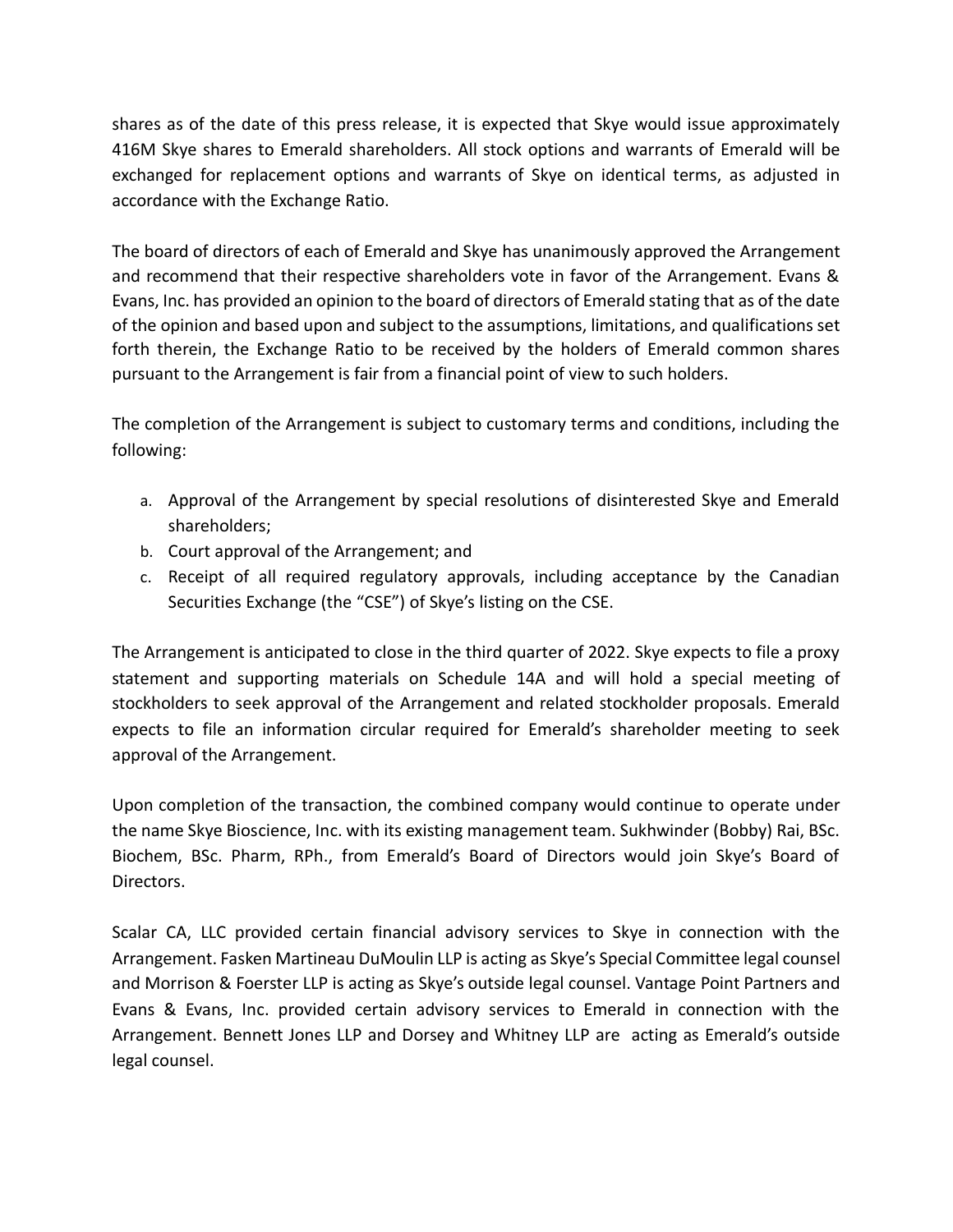shares as of the date of this press release, it is expected that Skye would issue approximately 416M Skye shares to Emerald shareholders. All stock options and warrants of Emerald will be exchanged for replacement options and warrants of Skye on identical terms, as adjusted in accordance with the Exchange Ratio.

The board of directors of each of Emerald and Skye has unanimously approved the Arrangement and recommend that their respective shareholders vote in favor of the Arrangement. Evans & Evans, Inc. has provided an opinion to the board of directors of Emerald stating that as of the date of the opinion and based upon and subject to the assumptions, limitations, and qualifications set forth therein, the Exchange Ratio to be received by the holders of Emerald common shares pursuant to the Arrangement is fair from a financial point of view to such holders.

The completion of the Arrangement is subject to customary terms and conditions, including the following:

a. Approval of the Arrangement by special resolutions of disinterested Skye and Emerald shareholders;
b. Court approval of the Arrangement; and
c. Receipt of all required regulatory approvals, including acceptance by the Canadian Securities Exchange (the "CSE") of Skye's listing on the CSE.

The Arrangement is anticipated to close in the third quarter of 2022. Skye expects to file a proxy statement and supporting materials on Schedule 14A and will hold a special meeting of stockholders to seek approval of the Arrangement and related stockholder proposals. Emerald expects to file an information circular required for Emerald's shareholder meeting to seek approval of the Arrangement.

Upon completion of the transaction, the combined company would continue to operate under the name Skye Bioscience, Inc. with its existing management team. Sukhwinder (Bobby) Rai, BSc. Biochem, BSc. Pharm, RPh., from Emerald's Board of Directors would join Skye's Board of Directors.

Scalar CA, LLC provided certain financial advisory services to Skye in connection with the Arrangement. Fasken Martineau DuMoulin LLP is acting as Skye's Special Committee legal counsel and Morrison & Foerster LLP is acting as Skye's outside legal counsel. Vantage Point Partners and Evans & Evans, Inc. provided certain advisory services to Emerald in connection with the Arrangement. Bennett Jones LLP and Dorsey and Whitney LLP are acting as Emerald's outside legal counsel.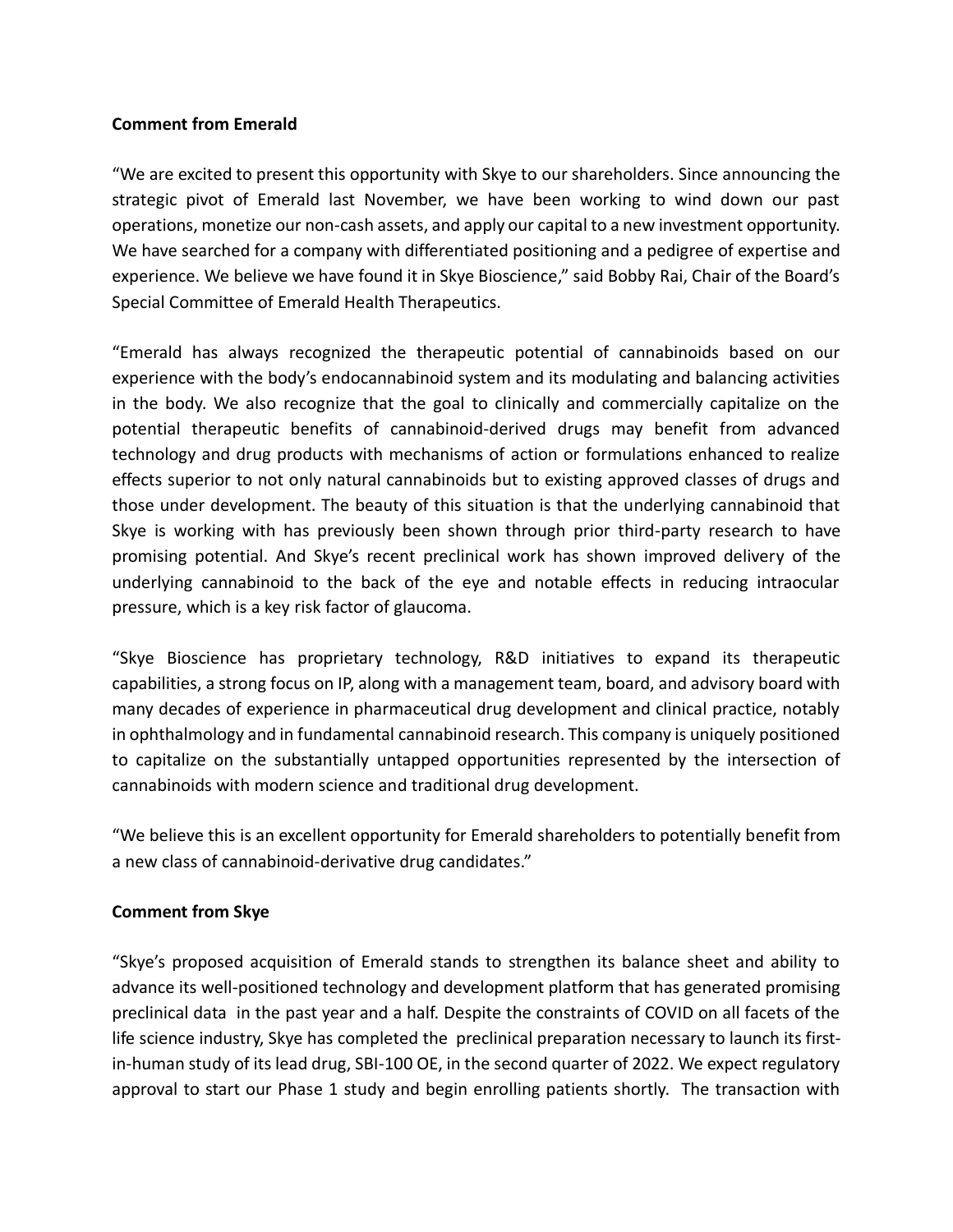**Comment from Emerald**

"We are excited to present this opportunity with Skye to our shareholders. Since announcing the strategic pivot of Emerald last November, we have been working to wind down our past operations, monetize our non-cash assets, and apply our capital to a new investment opportunity. We have searched for a company with differentiated positioning and a pedigree of expertise and experience. We believe we have found it in Skye Bioscience," said Bobby Rai, Chair of the Board's Special Committee of Emerald Health Therapeutics.

"Emerald has always recognized the therapeutic potential of cannabinoids based on our experience with the body's endocannabinoid system and its modulating and balancing activities in the body. We also recognize that the goal to clinically and commercially capitalize on the potential therapeutic benefits of cannabinoid-derived drugs may benefit from advanced technology and drug products with mechanisms of action or formulations enhanced to realize effects superior to not only natural cannabinoids but to existing approved classes of drugs and those under development. The beauty of this situation is that the underlying cannabinoid that Skye is working with has previously been shown through prior third-party research to have promising potential. And Skye's recent preclinical work has shown improved delivery of the underlying cannabinoid to the back of the eye and notable effects in reducing intraocular pressure, which is a key risk factor of glaucoma.

"Skye Bioscience has proprietary technology, R&D initiatives to expand its therapeutic capabilities, a strong focus on IP, along with a management team, board, and advisory board with many decades of experience in pharmaceutical drug development and clinical practice, notably in ophthalmology and in fundamental cannabinoid research. This company is uniquely positioned to capitalize on the substantially untapped opportunities represented by the intersection of cannabinoids with modern science and traditional drug development.

"We believe this is an excellent opportunity for Emerald shareholders to potentially benefit from a new class of cannabinoid-derivative drug candidates."

**Comment from Skye**

"Skye's proposed acquisition of Emerald stands to strengthen its balance sheet and ability to advance its well-positioned technology and development platform that has generated promising preclinical data in the past year and a half. Despite the constraints of COVID on all facets of the life science industry, Skye has completed the preclinical preparation necessary to launch its first-in-human study of its lead drug, SBI-100 OE, in the second quarter of 2022. We expect regulatory approval to start our Phase 1 study and begin enrolling patients shortly. The transaction with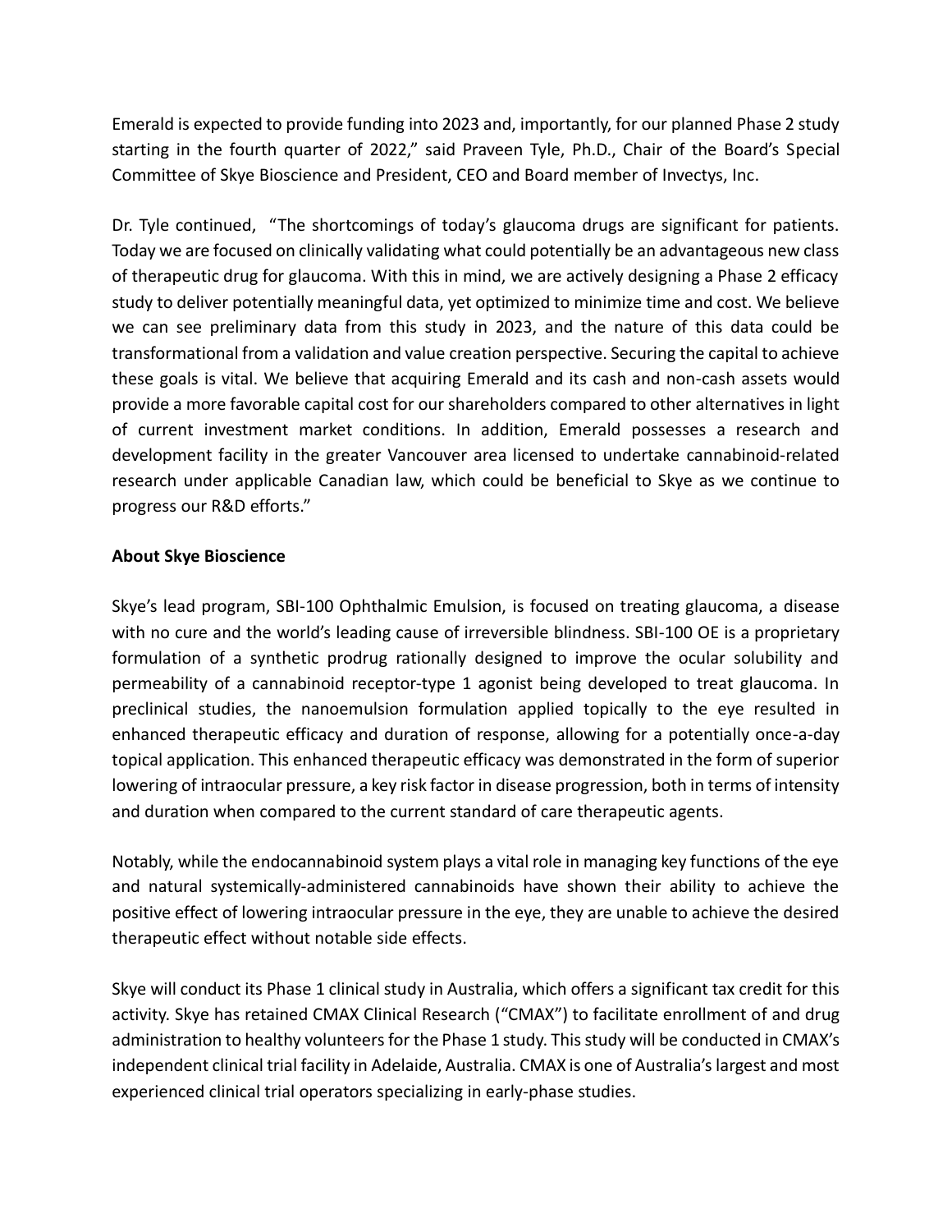Emerald is expected to provide funding into 2023 and, importantly, for our planned Phase 2 study starting in the fourth quarter of 2022," said Praveen Tyle, Ph.D., Chair of the Board's Special Committee of Skye Bioscience and President, CEO and Board member of Invectys, Inc.

Dr. Tyle continued, "The shortcomings of today's glaucoma drugs are significant for patients. Today we are focused on clinically validating what could potentially be an advantageous new class of therapeutic drug for glaucoma. With this in mind, we are actively designing a Phase 2 efficacy study to deliver potentially meaningful data, yet optimized to minimize time and cost. We believe we can see preliminary data from this study in 2023, and the nature of this data could be transformational from a validation and value creation perspective. Securing the capital to achieve these goals is vital. We believe that acquiring Emerald and its cash and non-cash assets would provide a more favorable capital cost for our shareholders compared to other alternatives in light of current investment market conditions. In addition, Emerald possesses a research and development facility in the greater Vancouver area licensed to undertake cannabinoid-related research under applicable Canadian law, which could be beneficial to Skye as we continue to progress our R&D efforts."

**About Skye Bioscience**

Skye's lead program, SBI-100 Ophthalmic Emulsion, is focused on treating glaucoma, a disease with no cure and the world's leading cause of irreversible blindness. SBI-100 OE is a proprietary formulation of a synthetic prodrug rationally designed to improve the ocular solubility and permeability of a cannabinoid receptor-type 1 agonist being developed to treat glaucoma. In preclinical studies, the nanoemulsion formulation applied topically to the eye resulted in enhanced therapeutic efficacy and duration of response, allowing for a potentially once-a-day topical application. This enhanced therapeutic efficacy was demonstrated in the form of superior lowering of intraocular pressure, a key risk factor in disease progression, both in terms of intensity and duration when compared to the current standard of care therapeutic agents.

Notably, while the endocannabinoid system plays a vital role in managing key functions of the eye and natural systemically-administered cannabinoids have shown their ability to achieve the positive effect of lowering intraocular pressure in the eye, they are unable to achieve the desired therapeutic effect without notable side effects.

Skye will conduct its Phase 1 clinical study in Australia, which offers a significant tax credit for this activity. Skye has retained CMAX Clinical Research ("CMAX") to facilitate enrollment of and drug administration to healthy volunteers for the Phase 1 study. This study will be conducted in CMAX's independent clinical trial facility in Adelaide, Australia. CMAX is one of Australia's largest and most experienced clinical trial operators specializing in early-phase studies.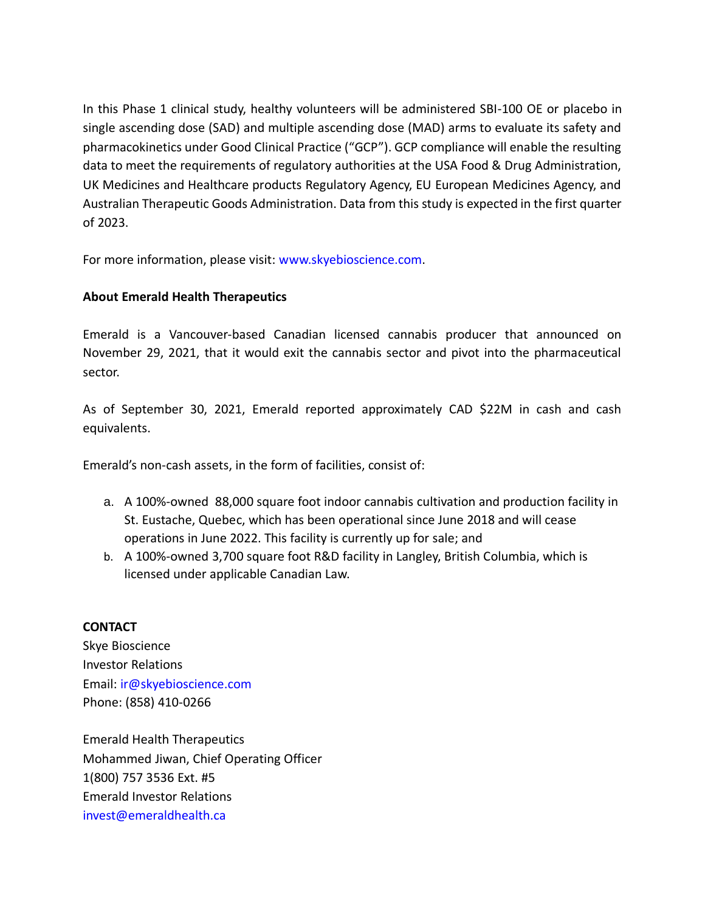In this Phase 1 clinical study, healthy volunteers will be administered SBI-100 OE or placebo in single ascending dose (SAD) and multiple ascending dose (MAD) arms to evaluate its safety and pharmacokinetics under Good Clinical Practice ("GCP"). GCP compliance will enable the resulting data to meet the requirements of regulatory authorities at the USA Food & Drug Administration, UK Medicines and Healthcare products Regulatory Agency, EU European Medicines Agency, and Australian Therapeutic Goods Administration. Data from this study is expected in the first quarter of 2023.

For more information, please visit: www.skyebioscience.com.

**About Emerald Health Therapeutics**

Emerald is a Vancouver-based Canadian licensed cannabis producer that announced on November 29, 2021, that it would exit the cannabis sector and pivot into the pharmaceutical sector.

As of September 30, 2021, Emerald reported approximately CAD $22M in cash and cash equivalents.

Emerald's non-cash assets, in the form of facilities, consist of:

a. A 100%-owned 88,000 square foot indoor cannabis cultivation and production facility in St. Eustache, Quebec, which has been operational since June 2018 and will cease operations in June 2022. This facility is currently up for sale; and
b. A 100%-owned 3,700 square foot R&D facility in Langley, British Columbia, which is licensed under applicable Canadian Law.

**CONTACT**
Skye Bioscience
Investor Relations
Email: ir@skyebioscience.com
Phone: (858) 410-0266

Emerald Health Therapeutics
Mohammed Jiwan, Chief Operating Officer
1(800) 757 3536 Ext. #5
Emerald Investor Relations
invest@emeraldhealth.ca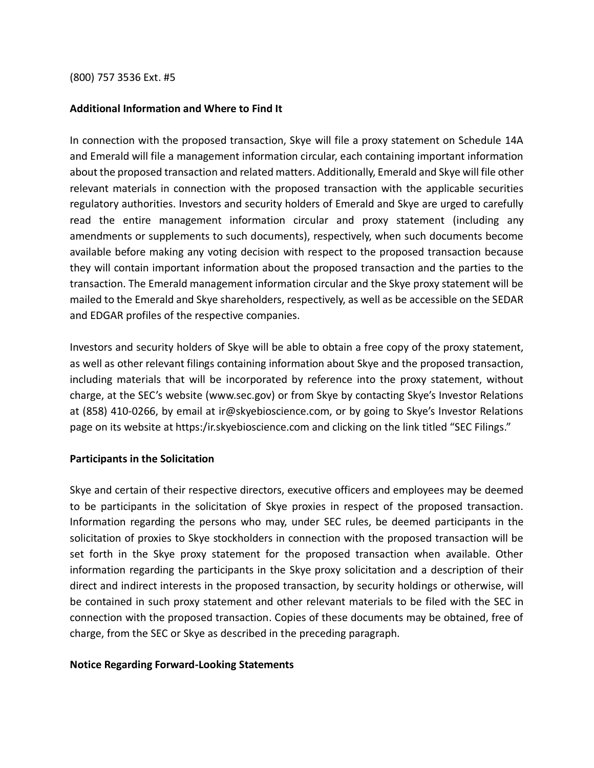(800) 757 3536 Ext. #5

**Additional Information and Where to Find It**

In connection with the proposed transaction, Skye will file a proxy statement on Schedule 14A and Emerald will file a management information circular, each containing important information about the proposed transaction and related matters. Additionally, Emerald and Skye will file other relevant materials in connection with the proposed transaction with the applicable securities regulatory authorities. Investors and security holders of Emerald and Skye are urged to carefully read the entire management information circular and proxy statement (including any amendments or supplements to such documents), respectively, when such documents become available before making any voting decision with respect to the proposed transaction because they will contain important information about the proposed transaction and the parties to the transaction. The Emerald management information circular and the Skye proxy statement will be mailed to the Emerald and Skye shareholders, respectively, as well as be accessible on the SEDAR and EDGAR profiles of the respective companies.

Investors and security holders of Skye will be able to obtain a free copy of the proxy statement, as well as other relevant filings containing information about Skye and the proposed transaction, including materials that will be incorporated by reference into the proxy statement, without charge, at the SEC's website (www.sec.gov) or from Skye by contacting Skye's Investor Relations at (858) 410-0266, by email at ir@skyebioscience.com, or by going to Skye's Investor Relations page on its website at https:/ir.skyebioscience.com and clicking on the link titled "SEC Filings."

**Participants in the Solicitation**

Skye and certain of their respective directors, executive officers and employees may be deemed to be participants in the solicitation of Skye proxies in respect of the proposed transaction. Information regarding the persons who may, under SEC rules, be deemed participants in the solicitation of proxies to Skye stockholders in connection with the proposed transaction will be set forth in the Skye proxy statement for the proposed transaction when available. Other information regarding the participants in the Skye proxy solicitation and a description of their direct and indirect interests in the proposed transaction, by security holdings or otherwise, will be contained in such proxy statement and other relevant materials to be filed with the SEC in connection with the proposed transaction. Copies of these documents may be obtained, free of charge, from the SEC or Skye as described in the preceding paragraph.

**Notice Regarding Forward-Looking Statements**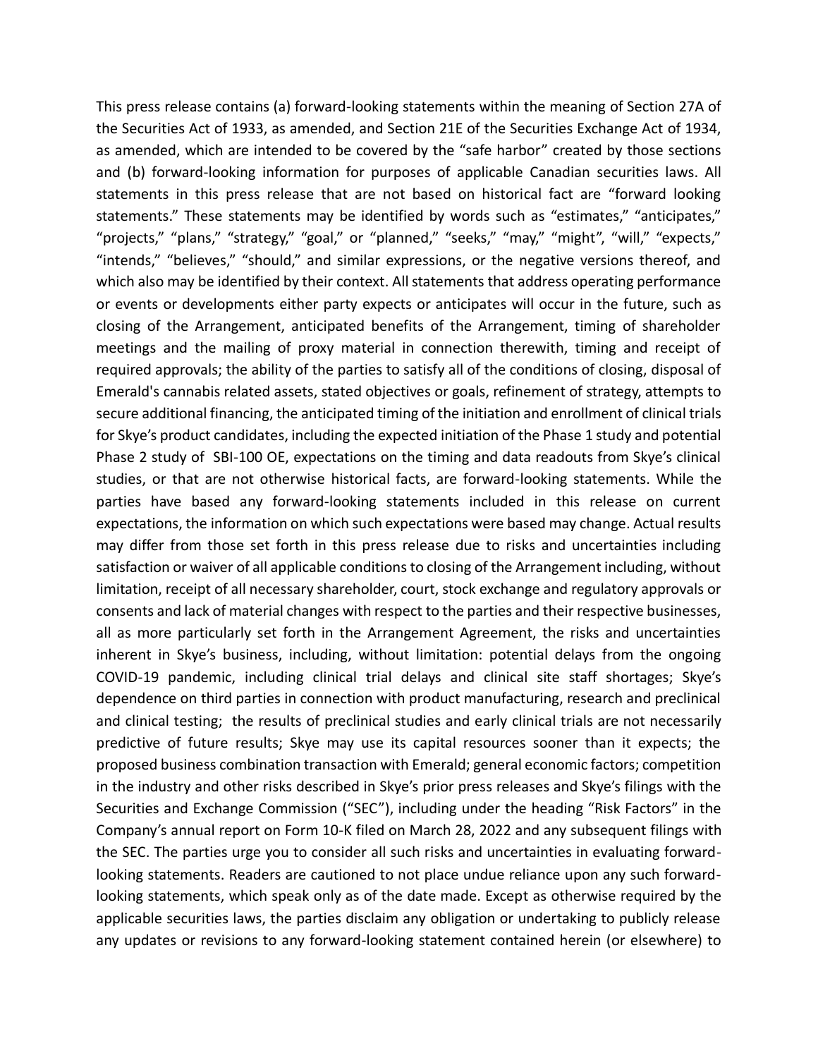This press release contains (a) forward-looking statements within the meaning of Section 27A of the Securities Act of 1933, as amended, and Section 21E of the Securities Exchange Act of 1934, as amended, which are intended to be covered by the "safe harbor" created by those sections and (b) forward-looking information for purposes of applicable Canadian securities laws. All statements in this press release that are not based on historical fact are "forward looking statements." These statements may be identified by words such as "estimates," "anticipates," "projects," "plans," "strategy," "goal," or "planned," "seeks," "may," "might", "will," "expects," "intends," "believes," "should," and similar expressions, or the negative versions thereof, and which also may be identified by their context. All statements that address operating performance or events or developments either party expects or anticipates will occur in the future, such as closing of the Arrangement, anticipated benefits of the Arrangement, timing of shareholder meetings and the mailing of proxy material in connection therewith, timing and receipt of required approvals; the ability of the parties to satisfy all of the conditions of closing, disposal of Emerald's cannabis related assets, stated objectives or goals, refinement of strategy, attempts to secure additional financing, the anticipated timing of the initiation and enrollment of clinical trials for Skye's product candidates, including the expected initiation of the Phase 1 study and potential Phase 2 study of SBI-100 OE, expectations on the timing and data readouts from Skye's clinical studies, or that are not otherwise historical facts, are forward-looking statements. While the parties have based any forward-looking statements included in this release on current expectations, the information on which such expectations were based may change. Actual results may differ from those set forth in this press release due to risks and uncertainties including satisfaction or waiver of all applicable conditions to closing of the Arrangement including, without limitation, receipt of all necessary shareholder, court, stock exchange and regulatory approvals or consents and lack of material changes with respect to the parties and their respective businesses, all as more particularly set forth in the Arrangement Agreement, the risks and uncertainties inherent in Skye's business, including, without limitation: potential delays from the ongoing COVID-19 pandemic, including clinical trial delays and clinical site staff shortages; Skye's dependence on third parties in connection with product manufacturing, research and preclinical and clinical testing; the results of preclinical studies and early clinical trials are not necessarily predictive of future results; Skye may use its capital resources sooner than it expects; the proposed business combination transaction with Emerald; general economic factors; competition in the industry and other risks described in Skye's prior press releases and Skye's filings with the Securities and Exchange Commission ("SEC"), including under the heading "Risk Factors" in the Company's annual report on Form 10-K filed on March 28, 2022 and any subsequent filings with the SEC. The parties urge you to consider all such risks and uncertainties in evaluating forward-looking statements. Readers are cautioned to not place undue reliance upon any such forward-looking statements, which speak only as of the date made. Except as otherwise required by the applicable securities laws, the parties disclaim any obligation or undertaking to publicly release any updates or revisions to any forward-looking statement contained herein (or elsewhere) to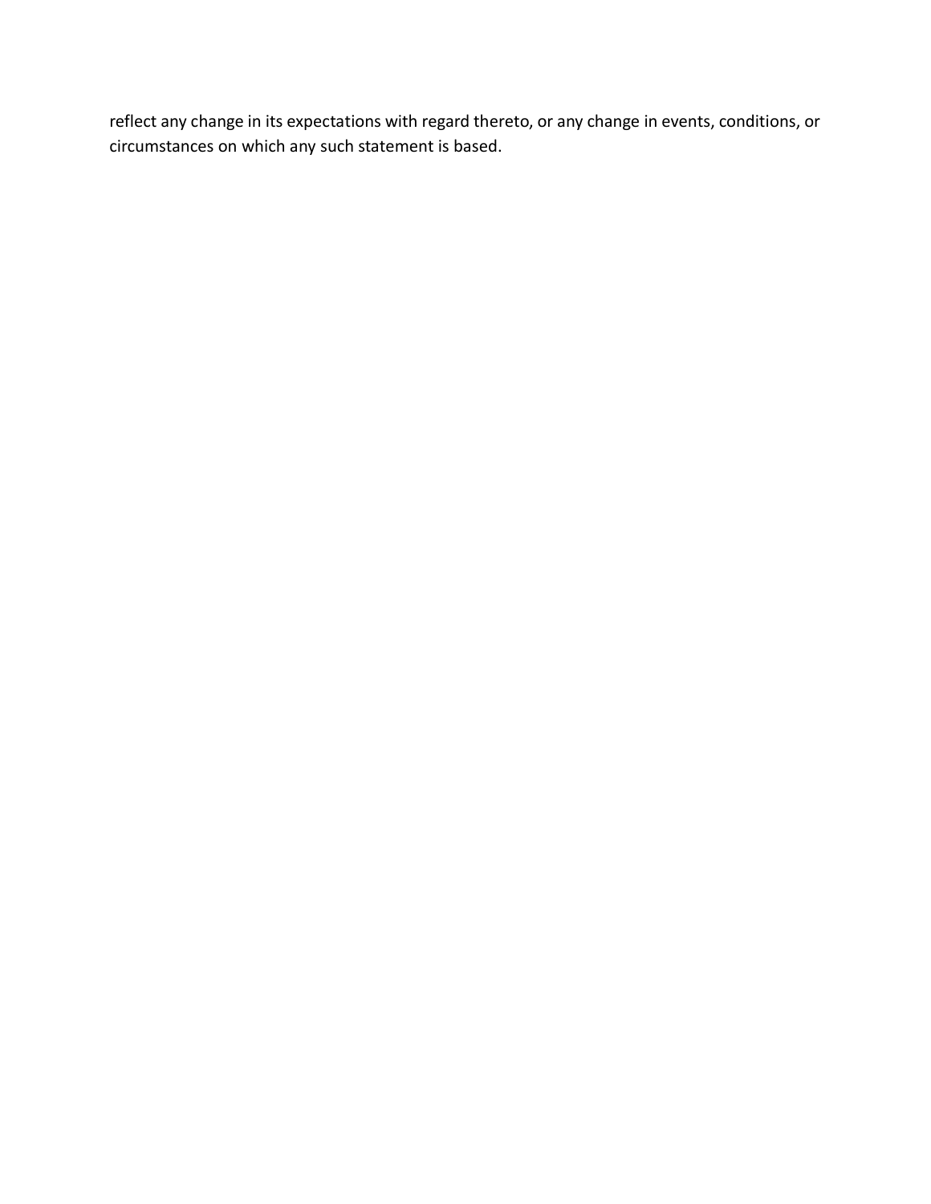reflect any change in its expectations with regard thereto, or any change in events, conditions, or circumstances on which any such statement is based.